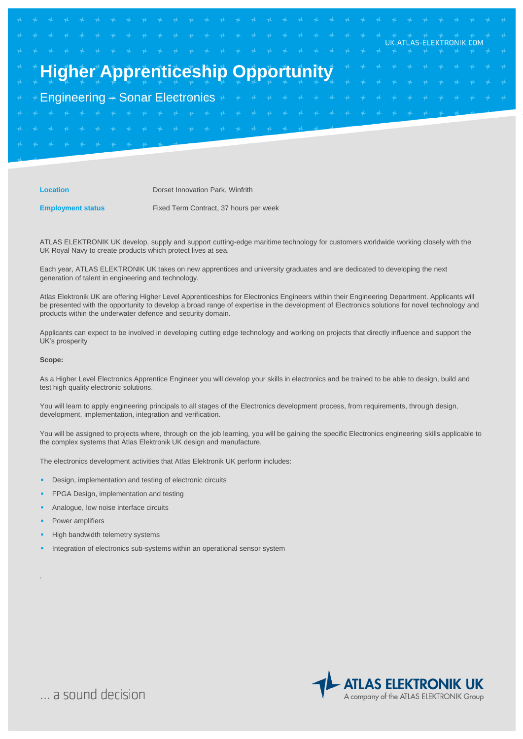UK.ATLAS-ELEKTRONIK.COM

# Higher Apprenticeship Opportunity

## Engineering – Sonar Electronics

| | |
|---|---|
| **Location** | Dorset Innovation Park, Winfrith |
| **Employment status** | Fixed Term Contract, 37 hours per week |

ATLAS ELEKTRONIK UK develop, supply and support cutting-edge maritime technology for customers worldwide working closely with the UK Royal Navy to create products which protect lives at sea.

Each year, ATLAS ELEKTRONIK UK takes on new apprentices and university graduates and are dedicated to developing the next generation of talent in engineering and technology.

Atlas Elektronik UK are offering Higher Level Apprenticeships for Electronics Engineers within their Engineering Department. Applicants will be presented with the opportunity to develop a broad range of expertise in the development of Electronics solutions for novel technology and products within the underwater defence and security domain.

Applicants can expect to be involved in developing cutting edge technology and working on projects that directly influence and support the UK's prosperity

**Scope:**

As a Higher Level Electronics Apprentice Engineer you will develop your skills in electronics and be trained to be able to design, build and test high quality electronic solutions.

You will learn to apply engineering principals to all stages of the Electronics development process, from requirements, through design, development, implementation, integration and verification.

You will be assigned to projects where, through on the job learning, you will be gaining the specific Electronics engineering skills applicable to the complex systems that Atlas Elektronik UK design and manufacture.

The electronics development activities that Atlas Elektronik UK perform includes:

- Design, implementation and testing of electronic circuits
- FPGA Design, implementation and testing
- Analogue, low noise interface circuits
- Power amplifiers
- High bandwidth telemetry systems
- Integration of electronics sub-systems within an operational sensor system

.

... a sound decision

ATLAS ELEKTRONIK UK
A company of the ATLAS ELEKTRONIK Group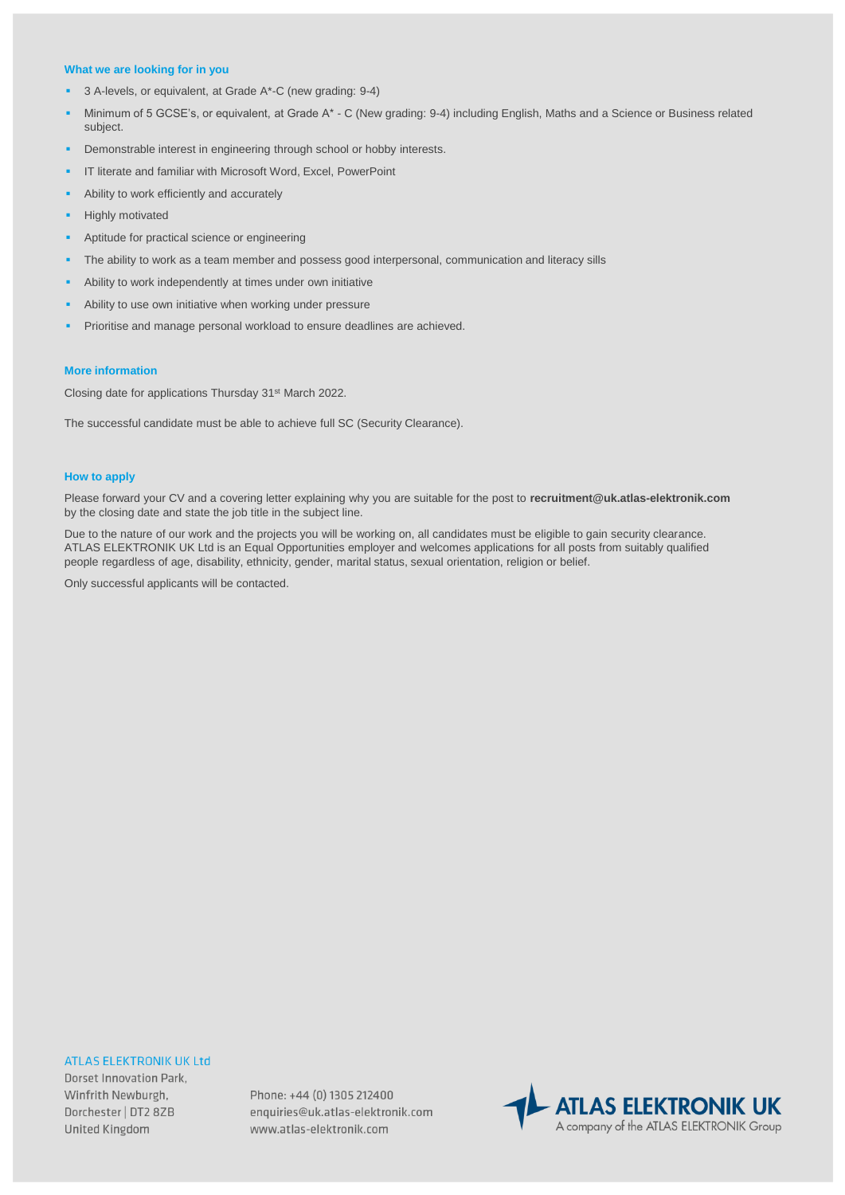### What we are looking for in you

- 3 A-levels, or equivalent, at Grade A*-C (new grading: 9-4)
- Minimum of 5 GCSE's, or equivalent, at Grade A* - C (New grading: 9-4) including English, Maths and a Science or Business related subject.
- Demonstrable interest in engineering through school or hobby interests.
- IT literate and familiar with Microsoft Word, Excel, PowerPoint
- Ability to work efficiently and accurately
- Highly motivated
- Aptitude for practical science or engineering
- The ability to work as a team member and possess good interpersonal, communication and literacy sills
- Ability to work independently at times under own initiative
- Ability to use own initiative when working under pressure
- Prioritise and manage personal workload to ensure deadlines are achieved.

### More information

Closing date for applications Thursday 31st March 2022.

The successful candidate must be able to achieve full SC (Security Clearance).

### How to apply

Please forward your CV and a covering letter explaining why you are suitable for the post to **recruitment@uk.atlas-elektronik.com** by the closing date and state the job title in the subject line.

Due to the nature of our work and the projects you will be working on, all candidates must be eligible to gain security clearance. ATLAS ELEKTRONIK UK Ltd is an Equal Opportunities employer and welcomes applications for all posts from suitably qualified people regardless of age, disability, ethnicity, gender, marital status, sexual orientation, religion or belief.

Only successful applicants will be contacted.

ATLAS ELEKTRONIK UK Ltd
Dorset Innovation Park,
Winfrith Newburgh,
Dorchester | DT2 8ZB
United Kingdom

Phone: +44 (0) 1305 212400
enquiries@uk.atlas-elektronik.com
www.atlas-elektronik.com

ATLAS ELEKTRONIK UK
A company of the ATLAS ELEKTRONIK Group